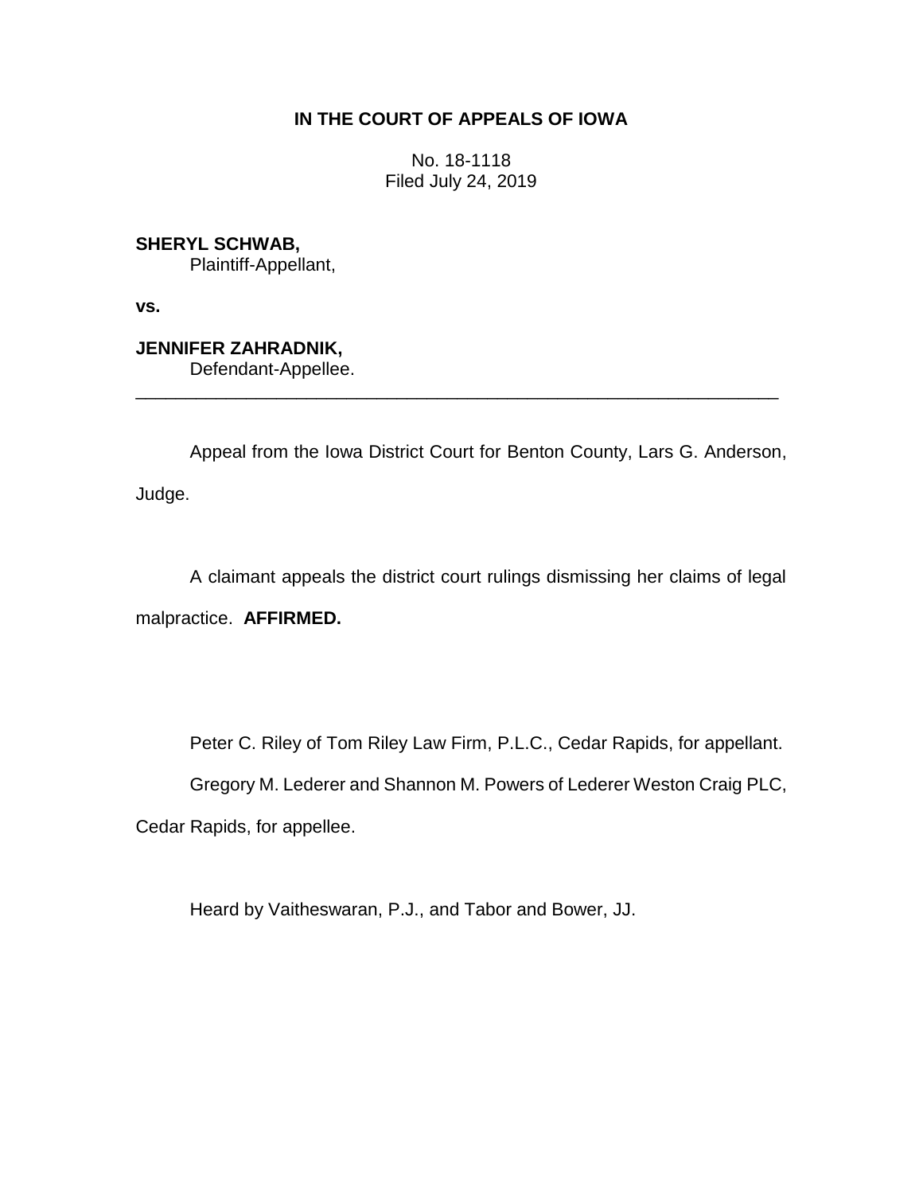**IN THE COURT OF APPEALS OF IOWA**

No. 18-1118
Filed July 24, 2019

**SHERYL SCHWAB,**
Plaintiff-Appellant,

**vs.**

**JENNIFER ZAHRADNIK,**
Defendant-Appellee.

---

Appeal from the Iowa District Court for Benton County, Lars G. Anderson, Judge.

A claimant appeals the district court rulings dismissing her claims of legal malpractice. **AFFIRMED.**

Peter C. Riley of Tom Riley Law Firm, P.L.C., Cedar Rapids, for appellant.

Gregory M. Lederer and Shannon M. Powers of Lederer Weston Craig PLC, Cedar Rapids, for appellee.

Heard by Vaitheswaran, P.J., and Tabor and Bower, JJ.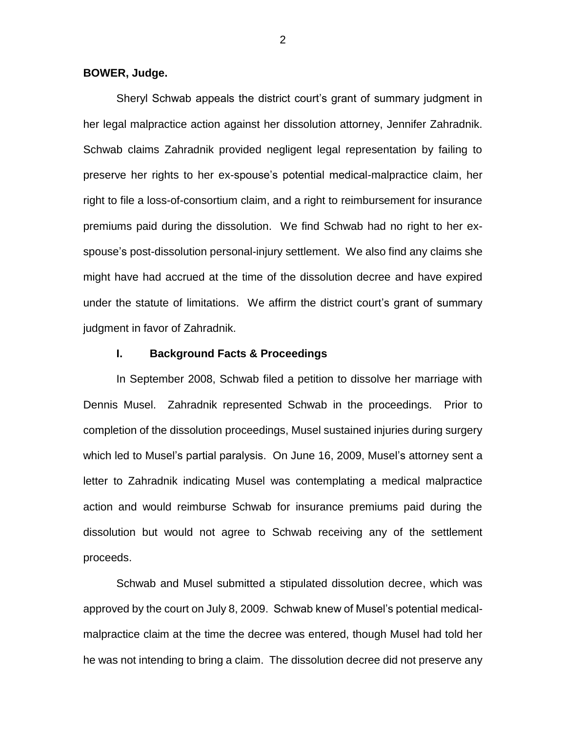**BOWER, Judge.**

Sheryl Schwab appeals the district court's grant of summary judgment in her legal malpractice action against her dissolution attorney, Jennifer Zahradnik. Schwab claims Zahradnik provided negligent legal representation by failing to preserve her rights to her ex-spouse's potential medical-malpractice claim, her right to file a loss-of-consortium claim, and a right to reimbursement for insurance premiums paid during the dissolution. We find Schwab had no right to her ex-spouse's post-dissolution personal-injury settlement. We also find any claims she might have had accrued at the time of the dissolution decree and have expired under the statute of limitations. We affirm the district court's grant of summary judgment in favor of Zahradnik.

## I. Background Facts & Proceedings

In September 2008, Schwab filed a petition to dissolve her marriage with Dennis Musel. Zahradnik represented Schwab in the proceedings. Prior to completion of the dissolution proceedings, Musel sustained injuries during surgery which led to Musel's partial paralysis. On June 16, 2009, Musel's attorney sent a letter to Zahradnik indicating Musel was contemplating a medical malpractice action and would reimburse Schwab for insurance premiums paid during the dissolution but would not agree to Schwab receiving any of the settlement proceeds.

Schwab and Musel submitted a stipulated dissolution decree, which was approved by the court on July 8, 2009. Schwab knew of Musel's potential medical-malpractice claim at the time the decree was entered, though Musel had told her he was not intending to bring a claim. The dissolution decree did not preserve any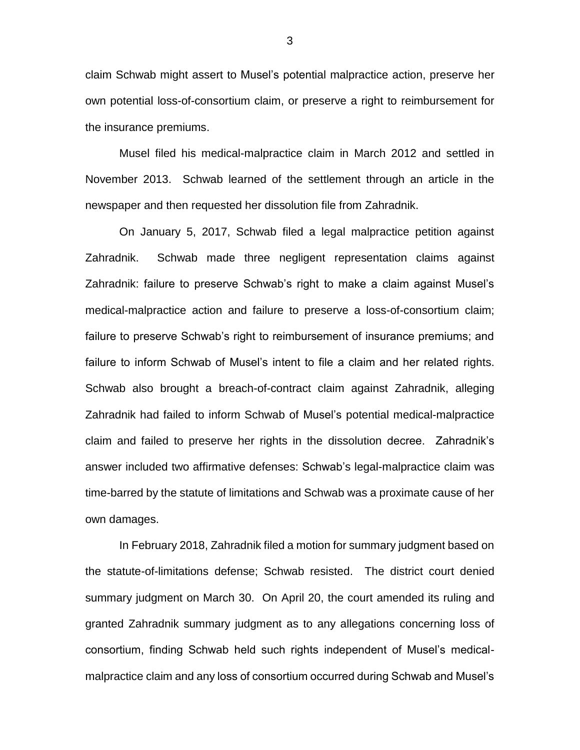claim Schwab might assert to Musel's potential malpractice action, preserve her own potential loss-of-consortium claim, or preserve a right to reimbursement for the insurance premiums.

Musel filed his medical-malpractice claim in March 2012 and settled in November 2013. Schwab learned of the settlement through an article in the newspaper and then requested her dissolution file from Zahradnik.

On January 5, 2017, Schwab filed a legal malpractice petition against Zahradnik. Schwab made three negligent representation claims against Zahradnik: failure to preserve Schwab's right to make a claim against Musel's medical-malpractice action and failure to preserve a loss-of-consortium claim; failure to preserve Schwab's right to reimbursement of insurance premiums; and failure to inform Schwab of Musel's intent to file a claim and her related rights. Schwab also brought a breach-of-contract claim against Zahradnik, alleging Zahradnik had failed to inform Schwab of Musel's potential medical-malpractice claim and failed to preserve her rights in the dissolution decree. Zahradnik's answer included two affirmative defenses: Schwab's legal-malpractice claim was time-barred by the statute of limitations and Schwab was a proximate cause of her own damages.

In February 2018, Zahradnik filed a motion for summary judgment based on the statute-of-limitations defense; Schwab resisted. The district court denied summary judgment on March 30. On April 20, the court amended its ruling and granted Zahradnik summary judgment as to any allegations concerning loss of consortium, finding Schwab held such rights independent of Musel's medical-malpractice claim and any loss of consortium occurred during Schwab and Musel's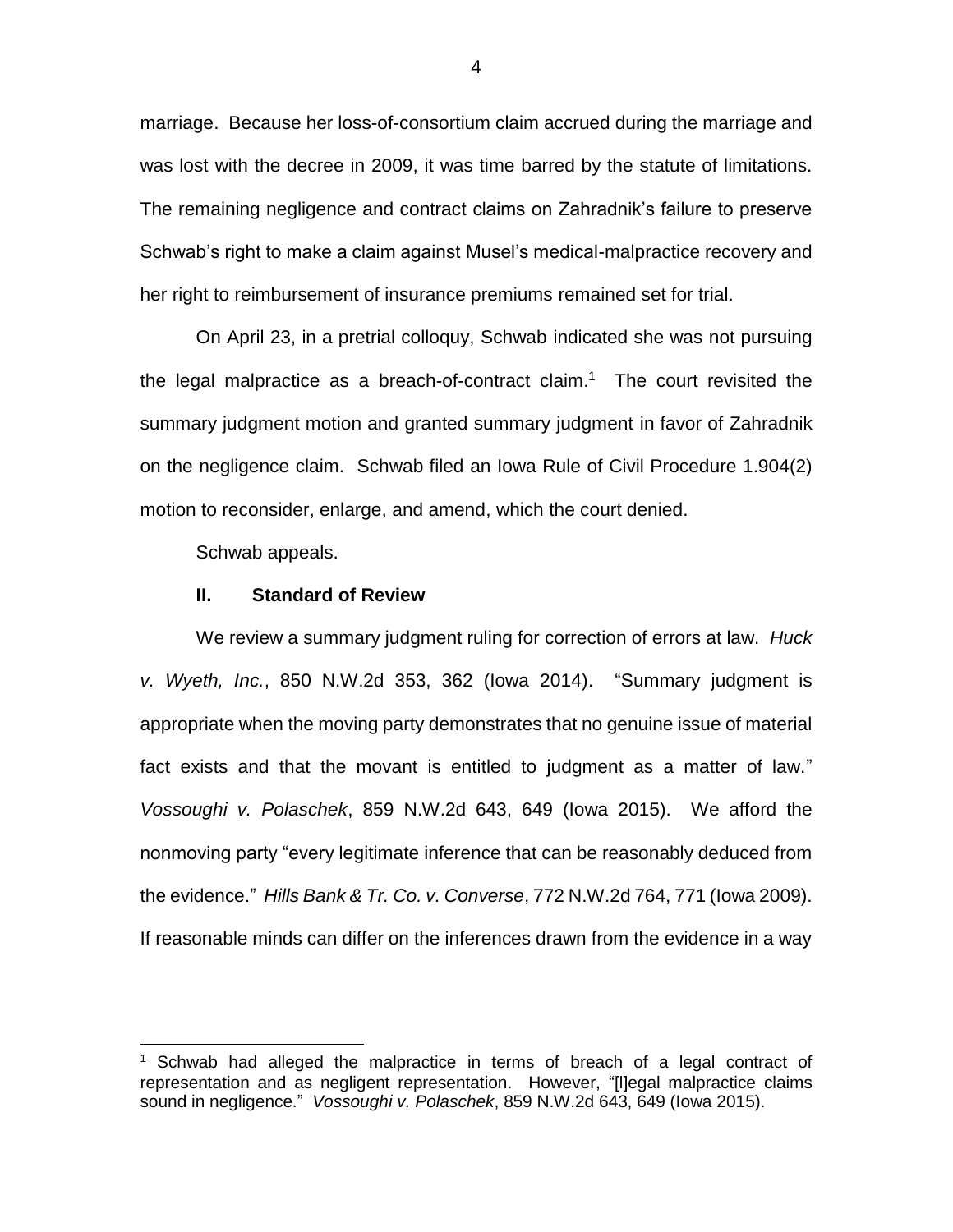marriage. Because her loss-of-consortium claim accrued during the marriage and was lost with the decree in 2009, it was time barred by the statute of limitations. The remaining negligence and contract claims on Zahradnik's failure to preserve Schwab's right to make a claim against Musel's medical-malpractice recovery and her right to reimbursement of insurance premiums remained set for trial.

On April 23, in a pretrial colloquy, Schwab indicated she was not pursuing the legal malpractice as a breach-of-contract claim.[1] The court revisited the summary judgment motion and granted summary judgment in favor of Zahradnik on the negligence claim. Schwab filed an Iowa Rule of Civil Procedure 1.904(2) motion to reconsider, enlarge, and amend, which the court denied.

Schwab appeals.

## II. Standard of Review

We review a summary judgment ruling for correction of errors at law. *Huck v. Wyeth, Inc.*, 850 N.W.2d 353, 362 (Iowa 2014). "Summary judgment is appropriate when the moving party demonstrates that no genuine issue of material fact exists and that the movant is entitled to judgment as a matter of law." *Vossoughi v. Polaschek*, 859 N.W.2d 643, 649 (Iowa 2015). We afford the nonmoving party "every legitimate inference that can be reasonably deduced from the evidence." *Hills Bank & Tr. Co. v. Converse*, 772 N.W.2d 764, 771 (Iowa 2009). If reasonable minds can differ on the inferences drawn from the evidence in a way

---

[1] Schwab had alleged the malpractice in terms of breach of a legal contract of representation and as negligent representation. However, "[l]egal malpractice claims sound in negligence." *Vossoughi v. Polaschek*, 859 N.W.2d 643, 649 (Iowa 2015).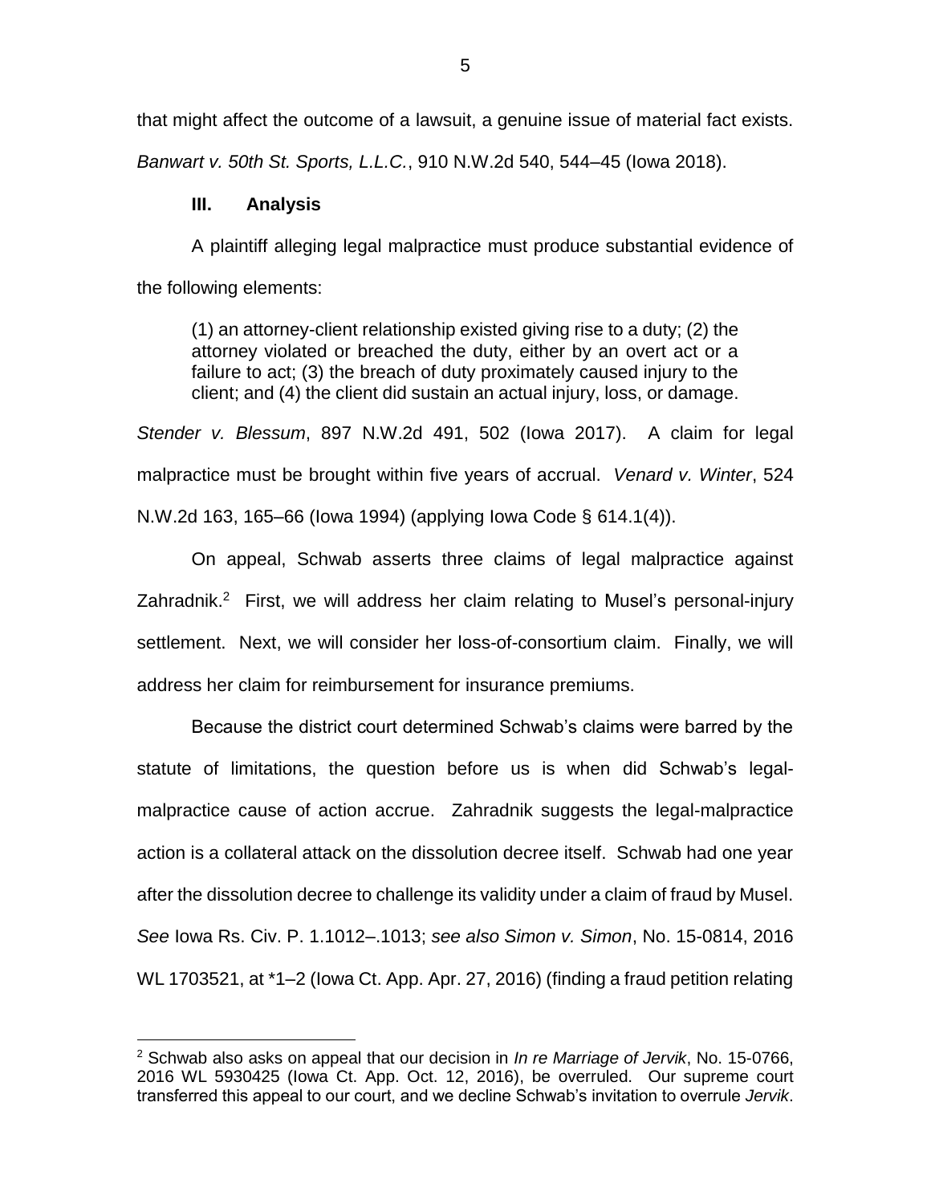that might affect the outcome of a lawsuit, a genuine issue of material fact exists. *Banwart v. 50th St. Sports, L.L.C.*, 910 N.W.2d 540, 544–45 (Iowa 2018).

## III. Analysis

A plaintiff alleging legal malpractice must produce substantial evidence of the following elements:

> (1) an attorney-client relationship existed giving rise to a duty; (2) the attorney violated or breached the duty, either by an overt act or a failure to act; (3) the breach of duty proximately caused injury to the client; and (4) the client did sustain an actual injury, loss, or damage.

*Stender v. Blessum*, 897 N.W.2d 491, 502 (Iowa 2017). A claim for legal malpractice must be brought within five years of accrual. *Venard v. Winter*, 524 N.W.2d 163, 165–66 (Iowa 1994) (applying Iowa Code § 614.1(4)).

On appeal, Schwab asserts three claims of legal malpractice against Zahradnik.[2] First, we will address her claim relating to Musel's personal-injury settlement. Next, we will consider her loss-of-consortium claim. Finally, we will address her claim for reimbursement for insurance premiums.

Because the district court determined Schwab's claims were barred by the statute of limitations, the question before us is when did Schwab's legal-malpractice cause of action accrue. Zahradnik suggests the legal-malpractice action is a collateral attack on the dissolution decree itself. Schwab had one year after the dissolution decree to challenge its validity under a claim of fraud by Musel. *See* Iowa Rs. Civ. P. 1.1012–.1013; *see also Simon v. Simon*, No. 15-0814, 2016 WL 1703521, at \*1–2 (Iowa Ct. App. Apr. 27, 2016) (finding a fraud petition relating

[2] Schwab also asks on appeal that our decision in *In re Marriage of Jervik*, No. 15-0766, 2016 WL 5930425 (Iowa Ct. App. Oct. 12, 2016), be overruled. Our supreme court transferred this appeal to our court, and we decline Schwab's invitation to overrule *Jervik*.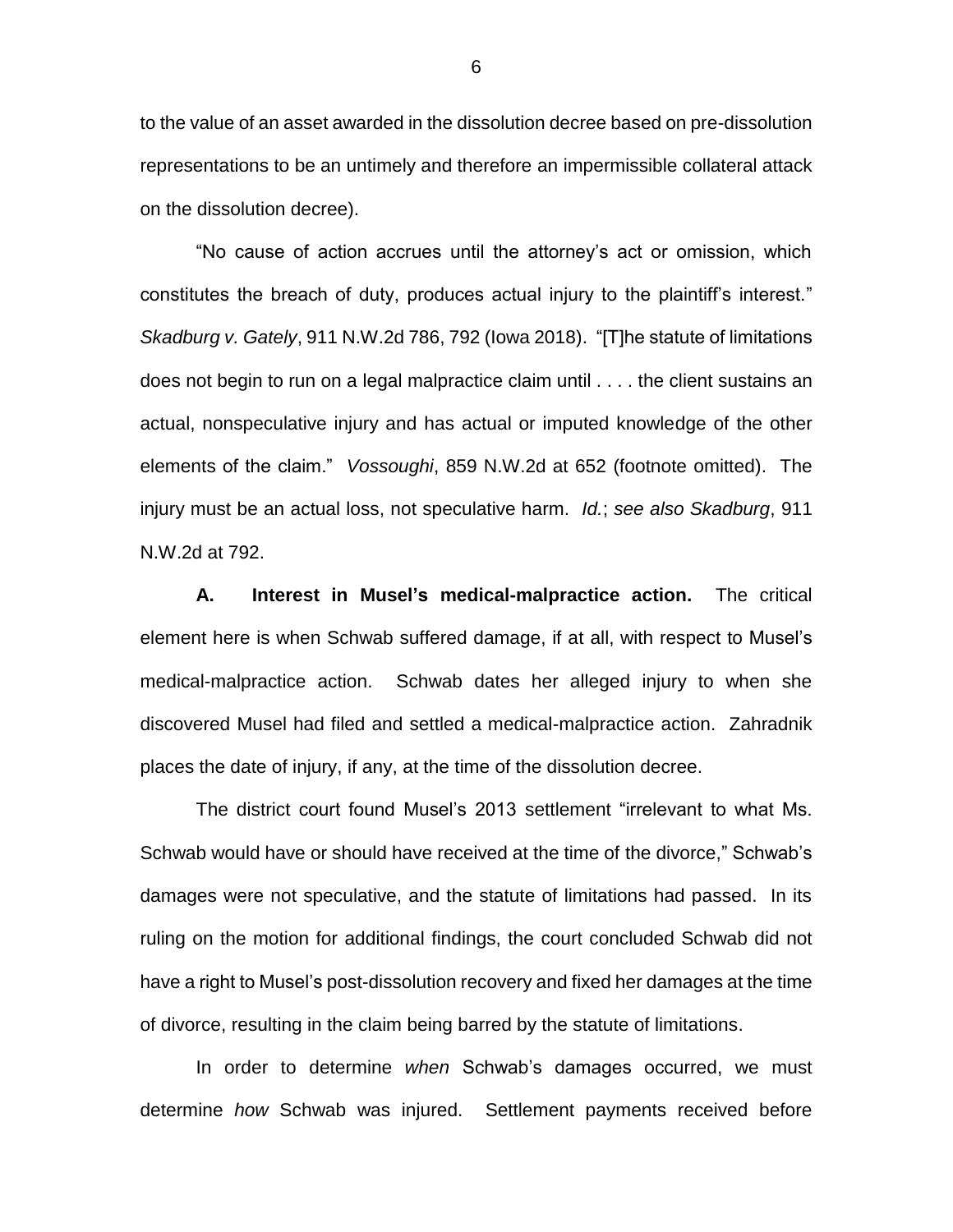to the value of an asset awarded in the dissolution decree based on pre-dissolution representations to be an untimely and therefore an impermissible collateral attack on the dissolution decree).

"No cause of action accrues until the attorney's act or omission, which constitutes the breach of duty, produces actual injury to the plaintiff's interest." *Skadburg v. Gately*, 911 N.W.2d 786, 792 (Iowa 2018). "[T]he statute of limitations does not begin to run on a legal malpractice claim until . . . . the client sustains an actual, nonspeculative injury and has actual or imputed knowledge of the other elements of the claim." *Vossoughi*, 859 N.W.2d at 652 (footnote omitted). The injury must be an actual loss, not speculative harm. *Id.*; *see also Skadburg*, 911 N.W.2d at 792.

**A. Interest in Musel's medical-malpractice action.** The critical element here is when Schwab suffered damage, if at all, with respect to Musel's medical-malpractice action. Schwab dates her alleged injury to when she discovered Musel had filed and settled a medical-malpractice action. Zahradnik places the date of injury, if any, at the time of the dissolution decree.

The district court found Musel's 2013 settlement "irrelevant to what Ms. Schwab would have or should have received at the time of the divorce," Schwab's damages were not speculative, and the statute of limitations had passed. In its ruling on the motion for additional findings, the court concluded Schwab did not have a right to Musel's post-dissolution recovery and fixed her damages at the time of divorce, resulting in the claim being barred by the statute of limitations.

In order to determine *when* Schwab's damages occurred, we must determine *how* Schwab was injured. Settlement payments received before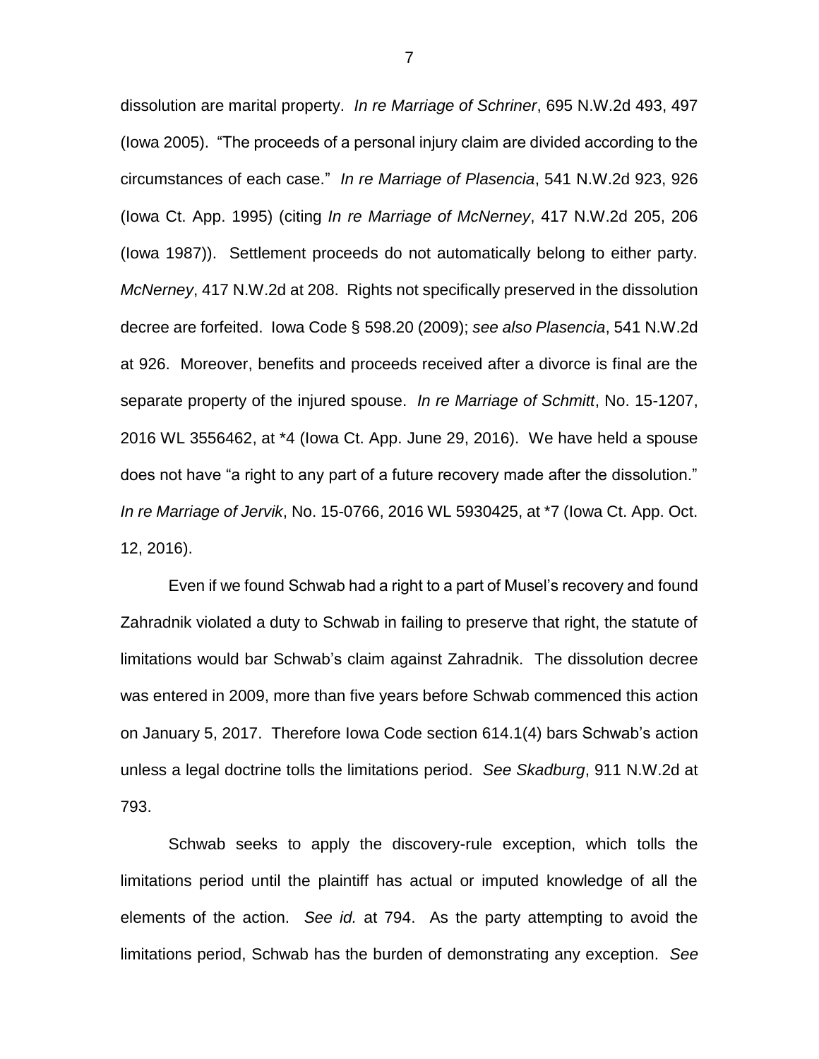dissolution are marital property. *In re Marriage of Schriner*, 695 N.W.2d 493, 497 (Iowa 2005). "The proceeds of a personal injury claim are divided according to the circumstances of each case." *In re Marriage of Plasencia*, 541 N.W.2d 923, 926 (Iowa Ct. App. 1995) (citing *In re Marriage of McNerney*, 417 N.W.2d 205, 206 (Iowa 1987)). Settlement proceeds do not automatically belong to either party. *McNerney*, 417 N.W.2d at 208. Rights not specifically preserved in the dissolution decree are forfeited. Iowa Code § 598.20 (2009); *see also Plasencia*, 541 N.W.2d at 926. Moreover, benefits and proceeds received after a divorce is final are the separate property of the injured spouse. *In re Marriage of Schmitt*, No. 15-1207, 2016 WL 3556462, at *4 (Iowa Ct. App. June 29, 2016). We have held a spouse does not have "a right to any part of a future recovery made after the dissolution." *In re Marriage of Jervik*, No. 15-0766, 2016 WL 5930425, at *7 (Iowa Ct. App. Oct. 12, 2016).

Even if we found Schwab had a right to a part of Musel's recovery and found Zahradnik violated a duty to Schwab in failing to preserve that right, the statute of limitations would bar Schwab's claim against Zahradnik. The dissolution decree was entered in 2009, more than five years before Schwab commenced this action on January 5, 2017. Therefore Iowa Code section 614.1(4) bars Schwab's action unless a legal doctrine tolls the limitations period. *See Skadburg*, 911 N.W.2d at 793.

Schwab seeks to apply the discovery-rule exception, which tolls the limitations period until the plaintiff has actual or imputed knowledge of all the elements of the action. *See id.* at 794. As the party attempting to avoid the limitations period, Schwab has the burden of demonstrating any exception. *See*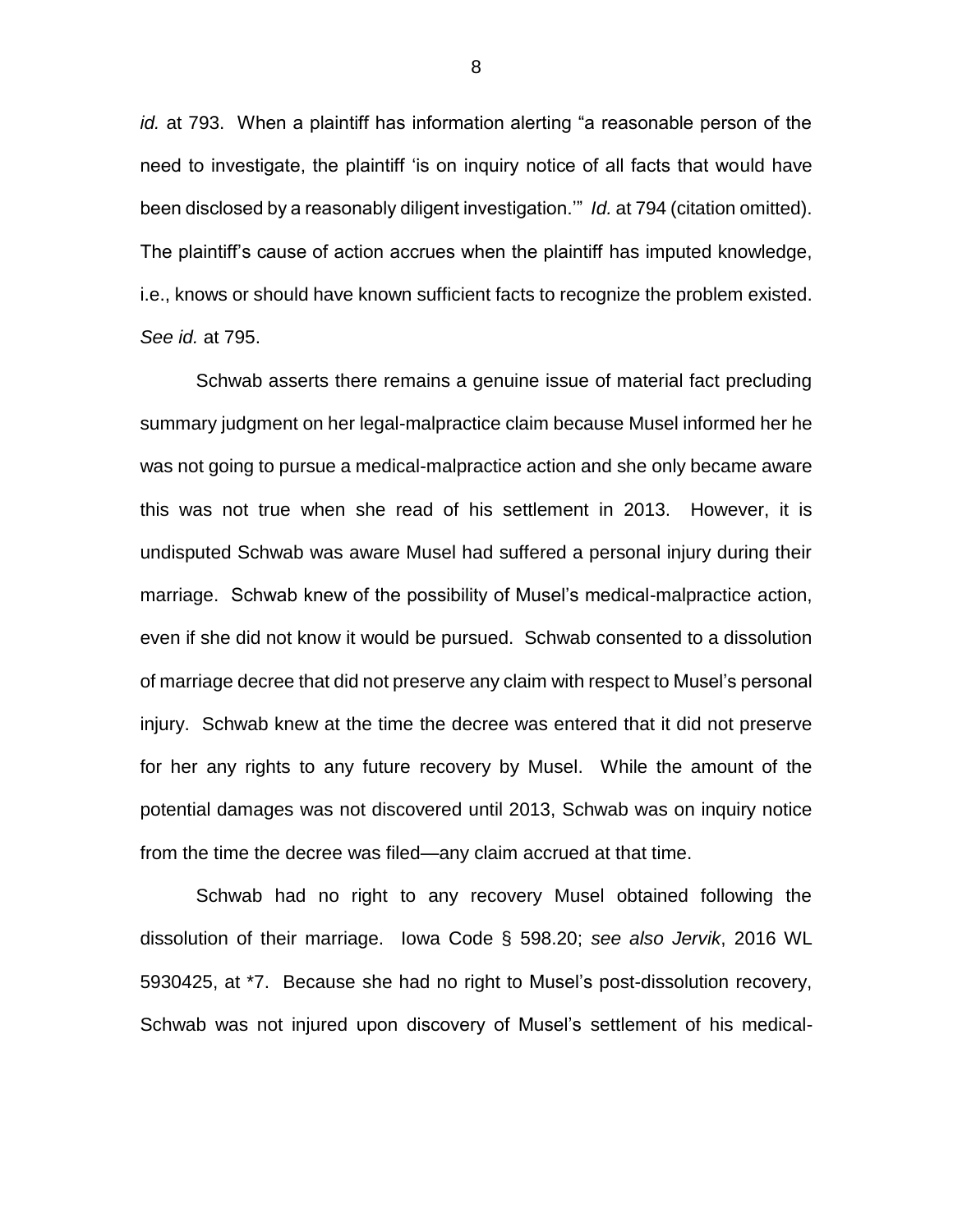*id.* at 793. When a plaintiff has information alerting "a reasonable person of the need to investigate, the plaintiff 'is on inquiry notice of all facts that would have been disclosed by a reasonably diligent investigation.'" *Id.* at 794 (citation omitted). The plaintiff's cause of action accrues when the plaintiff has imputed knowledge, i.e., knows or should have known sufficient facts to recognize the problem existed. *See id.* at 795.

Schwab asserts there remains a genuine issue of material fact precluding summary judgment on her legal-malpractice claim because Musel informed her he was not going to pursue a medical-malpractice action and she only became aware this was not true when she read of his settlement in 2013. However, it is undisputed Schwab was aware Musel had suffered a personal injury during their marriage. Schwab knew of the possibility of Musel's medical-malpractice action, even if she did not know it would be pursued. Schwab consented to a dissolution of marriage decree that did not preserve any claim with respect to Musel's personal injury. Schwab knew at the time the decree was entered that it did not preserve for her any rights to any future recovery by Musel. While the amount of the potential damages was not discovered until 2013, Schwab was on inquiry notice from the time the decree was filed—any claim accrued at that time.

Schwab had no right to any recovery Musel obtained following the dissolution of their marriage. Iowa Code § 598.20; *see also Jervik*, 2016 WL 5930425, at *7. Because she had no right to Musel's post-dissolution recovery, Schwab was not injured upon discovery of Musel's settlement of his medical-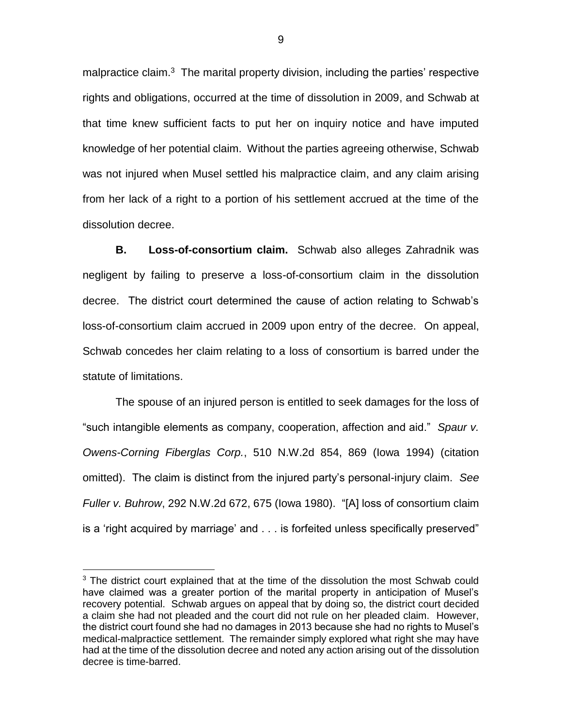malpractice claim.[3] The marital property division, including the parties' respective rights and obligations, occurred at the time of dissolution in 2009, and Schwab at that time knew sufficient facts to put her on inquiry notice and have imputed knowledge of her potential claim. Without the parties agreeing otherwise, Schwab was not injured when Musel settled his malpractice claim, and any claim arising from her lack of a right to a portion of his settlement accrued at the time of the dissolution decree.

**B. Loss-of-consortium claim.** Schwab also alleges Zahradnik was negligent by failing to preserve a loss-of-consortium claim in the dissolution decree. The district court determined the cause of action relating to Schwab's loss-of-consortium claim accrued in 2009 upon entry of the decree. On appeal, Schwab concedes her claim relating to a loss of consortium is barred under the statute of limitations.

The spouse of an injured person is entitled to seek damages for the loss of "such intangible elements as company, cooperation, affection and aid." *Spaur v. Owens-Corning Fiberglas Corp.*, 510 N.W.2d 854, 869 (Iowa 1994) (citation omitted). The claim is distinct from the injured party's personal-injury claim. *See Fuller v. Buhrow*, 292 N.W.2d 672, 675 (Iowa 1980). "[A] loss of consortium claim is a 'right acquired by marriage' and . . . is forfeited unless specifically preserved"

---

[3] The district court explained that at the time of the dissolution the most Schwab could have claimed was a greater portion of the marital property in anticipation of Musel's recovery potential. Schwab argues on appeal that by doing so, the district court decided a claim she had not pleaded and the court did not rule on her pleaded claim. However, the district court found she had no damages in 2013 because she had no rights to Musel's medical-malpractice settlement. The remainder simply explored what right she may have had at the time of the dissolution decree and noted any action arising out of the dissolution decree is time-barred.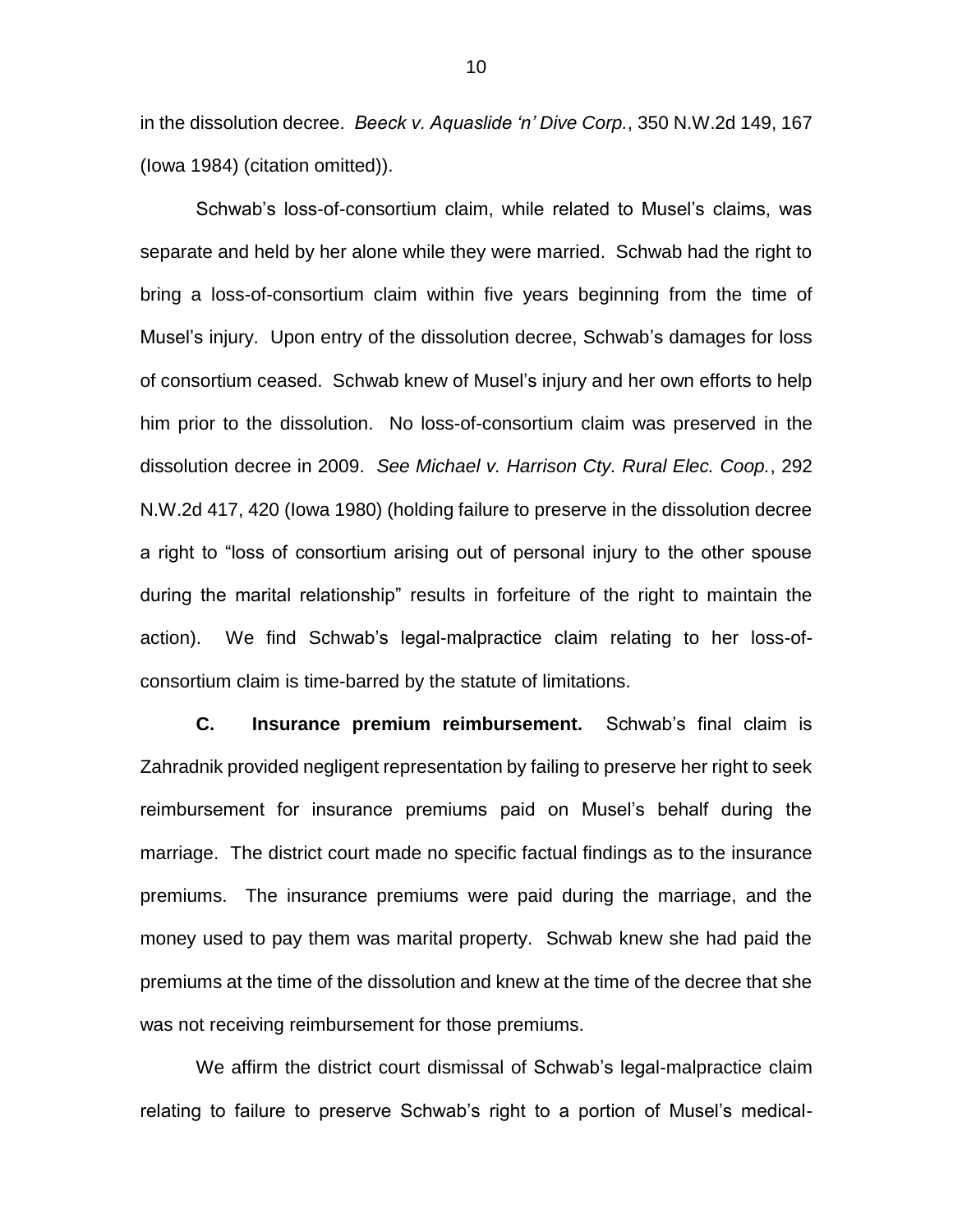in the dissolution decree. *Beeck v. Aquaslide 'n' Dive Corp.*, 350 N.W.2d 149, 167 (Iowa 1984) (citation omitted)).

Schwab's loss-of-consortium claim, while related to Musel's claims, was separate and held by her alone while they were married. Schwab had the right to bring a loss-of-consortium claim within five years beginning from the time of Musel's injury. Upon entry of the dissolution decree, Schwab's damages for loss of consortium ceased. Schwab knew of Musel's injury and her own efforts to help him prior to the dissolution. No loss-of-consortium claim was preserved in the dissolution decree in 2009. *See Michael v. Harrison Cty. Rural Elec. Coop.*, 292 N.W.2d 417, 420 (Iowa 1980) (holding failure to preserve in the dissolution decree a right to "loss of consortium arising out of personal injury to the other spouse during the marital relationship" results in forfeiture of the right to maintain the action). We find Schwab's legal-malpractice claim relating to her loss-of-consortium claim is time-barred by the statute of limitations.

**C. Insurance premium reimbursement.** Schwab's final claim is Zahradnik provided negligent representation by failing to preserve her right to seek reimbursement for insurance premiums paid on Musel's behalf during the marriage. The district court made no specific factual findings as to the insurance premiums. The insurance premiums were paid during the marriage, and the money used to pay them was marital property. Schwab knew she had paid the premiums at the time of the dissolution and knew at the time of the decree that she was not receiving reimbursement for those premiums.

We affirm the district court dismissal of Schwab's legal-malpractice claim relating to failure to preserve Schwab's right to a portion of Musel's medical-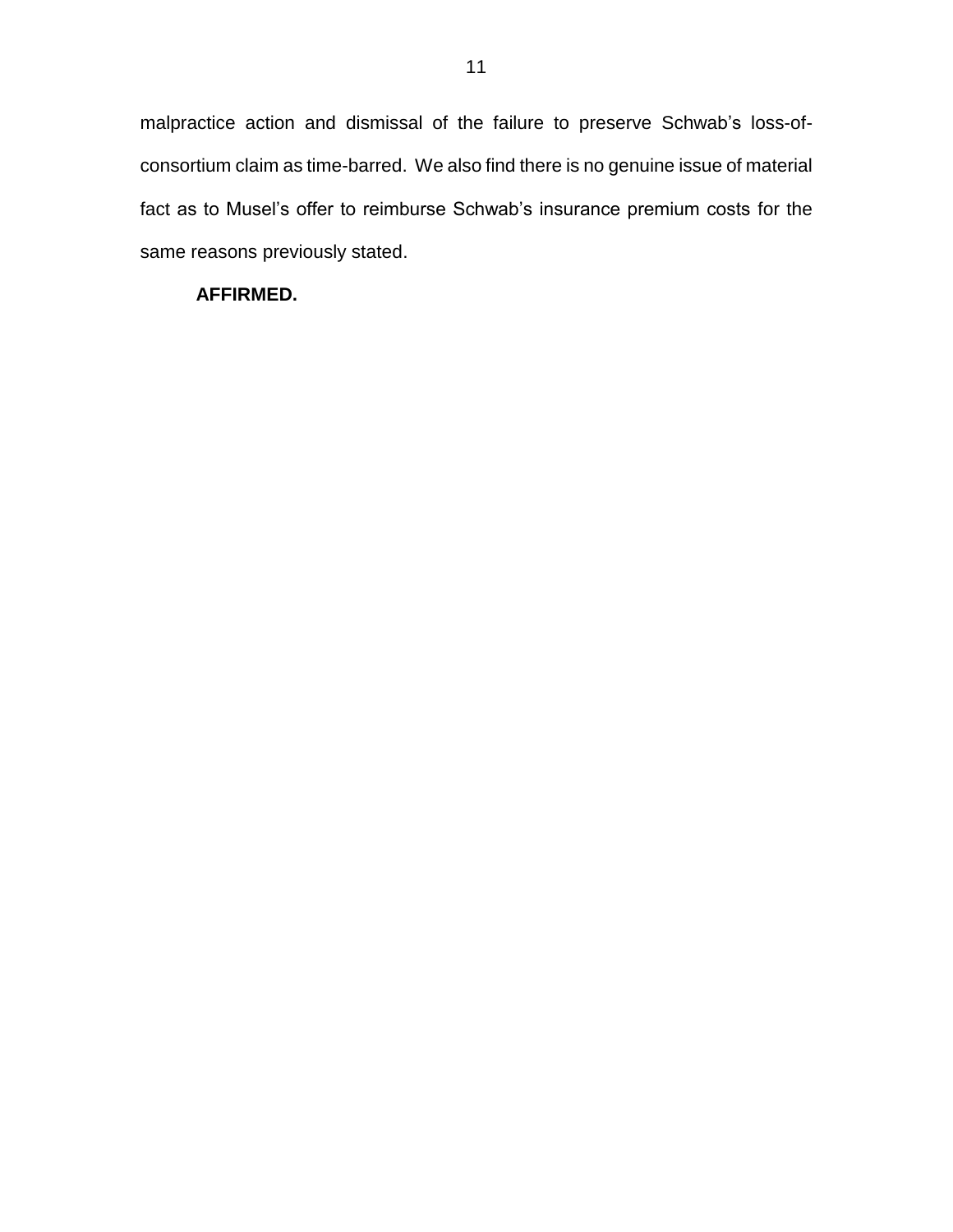malpractice action and dismissal of the failure to preserve Schwab's loss-of-consortium claim as time-barred. We also find there is no genuine issue of material fact as to Musel's offer to reimburse Schwab's insurance premium costs for the same reasons previously stated.

**AFFIRMED.**